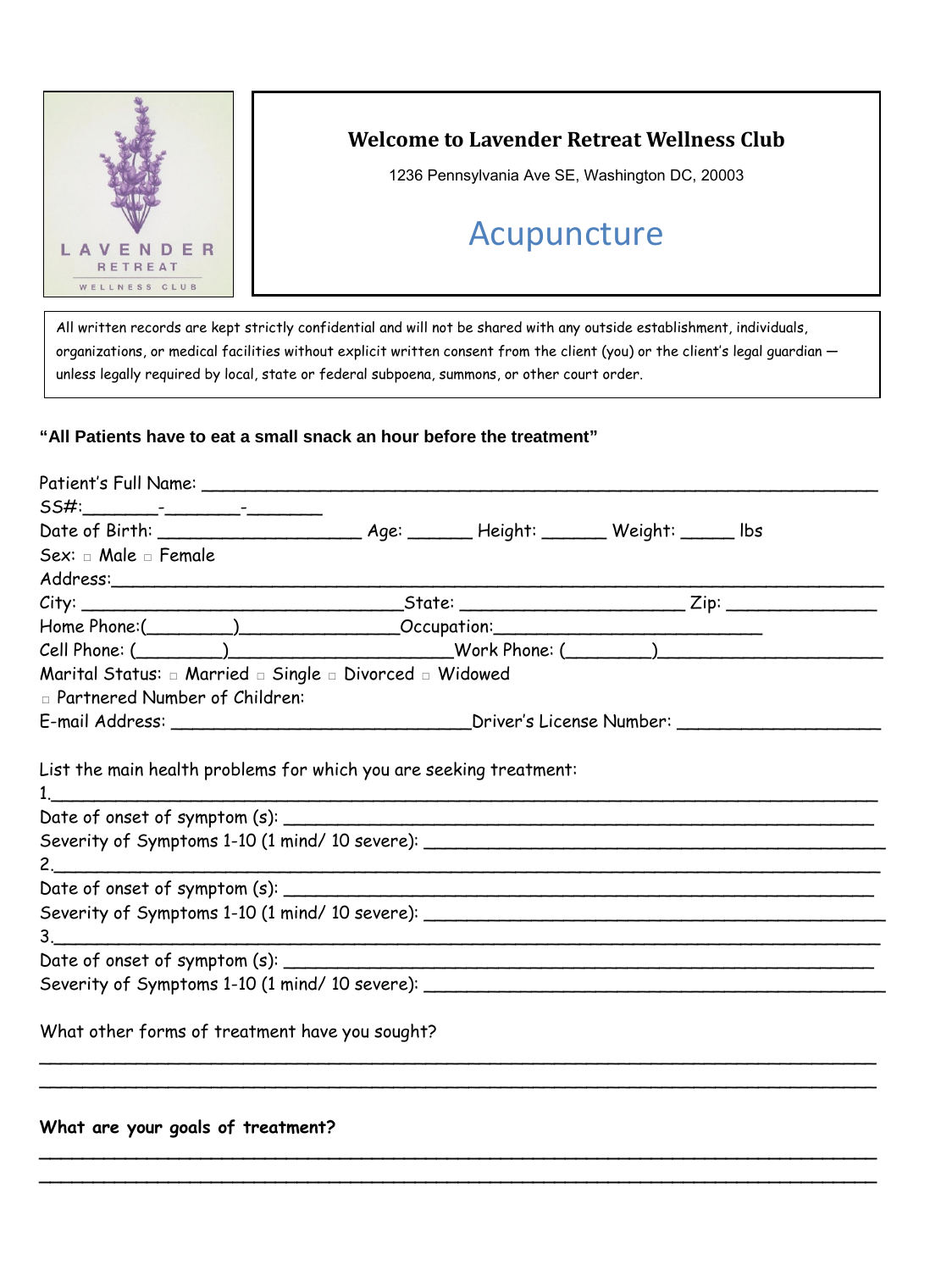LAVENDER RETREAT WELLNESS CLUB

## Welcome to Lavender Retreat Wellness Club

1236 Pennsylvania Ave SE, Washington DC, 20003

# Acupuncture

All written records are kept strictly confidential and will not be shared with any outside establishment, individuals, organizations, or medical facilities without explicit written consent from the client (you) or the client's legal guardian — unless legally required by local, state or federal subpoena, summons, or other court order.

**"All Patients have to eat a small snack an hour before the treatment"**

Patient's Full Name: ___________________________________________________________

SS#:_______-_______-_______

Date of Birth: ___________________ Age: ______ Height: ______ Weight: _____ lbs

Sex: □ Male □ Female

Address:_______________________________________________________________

City: ______________________________State: ____________________ Zip: _____________

Home Phone:(________)_______________Occupation:________________________

Cell Phone: (________)____________________Work Phone: (________)____________________

Marital Status: □ Married □ Single □ Divorced □ Widowed

□ Partnered Number of Children:

E-mail Address: ____________________________Driver's License Number: __________________

List the main health problems for which you are seeking treatment:

1.______________________________________________________________________

Date of onset of symptom (s): ______________________________________________

Severity of Symptoms 1-10 (1 mind/ 10 severe): ___________________________________

2.______________________________________________________________________

Date of onset of symptom (s): ______________________________________________

Severity of Symptoms 1-10 (1 mind/ 10 severe): ___________________________________

3.______________________________________________________________________

Date of onset of symptom (s): ______________________________________________

Severity of Symptoms 1-10 (1 mind/ 10 severe): ___________________________________

What other forms of treatment have you sought?

_________________________________________________________________________

_________________________________________________________________________

**What are your goals of treatment?**

_________________________________________________________________________

_________________________________________________________________________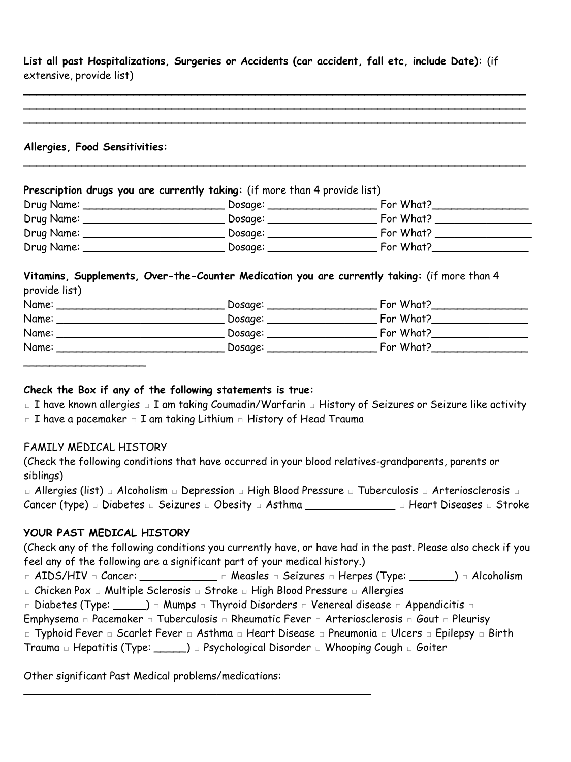**List all past Hospitalizations, Surgeries or Accidents (car accident, fall etc, include Date):** (if extensive, provide list)

\_\_\_\_\_\_\_\_\_\_\_\_\_\_\_\_\_\_\_\_\_\_\_\_\_\_\_\_\_\_\_\_\_\_\_\_\_\_\_\_\_\_\_\_\_\_\_\_\_\_\_\_\_\_\_\_\_\_\_\_\_\_\_\_\_\_\_\_\_\_\_\_\_\_\_\_\_\_
\_\_\_\_\_\_\_\_\_\_\_\_\_\_\_\_\_\_\_\_\_\_\_\_\_\_\_\_\_\_\_\_\_\_\_\_\_\_\_\_\_\_\_\_\_\_\_\_\_\_\_\_\_\_\_\_\_\_\_\_\_\_\_\_\_\_\_\_\_\_\_\_\_\_\_\_\_\_
\_\_\_\_\_\_\_\_\_\_\_\_\_\_\_\_\_\_\_\_\_\_\_\_\_\_\_\_\_\_\_\_\_\_\_\_\_\_\_\_\_\_\_\_\_\_\_\_\_\_\_\_\_\_\_\_\_\_\_\_\_\_\_\_\_\_\_\_\_\_\_\_\_\_\_\_\_\_

**Allergies, Food Sensitivities:**

\_\_\_\_\_\_\_\_\_\_\_\_\_\_\_\_\_\_\_\_\_\_\_\_\_\_\_\_\_\_\_\_\_\_\_\_\_\_\_\_\_\_\_\_\_\_\_\_\_\_\_\_\_\_\_\_\_\_\_\_\_\_\_\_\_\_\_\_\_\_\_\_\_\_\_\_\_\_

**Prescription drugs you are currently taking:** (if more than 4 provide list)

Drug Name: \_\_\_\_\_\_\_\_\_\_\_\_\_\_\_\_\_\_\_\_\_\_ Dosage: \_\_\_\_\_\_\_\_\_\_\_\_\_\_\_\_\_ For What?\_\_\_\_\_\_\_\_\_\_\_\_\_\_\_
Drug Name: \_\_\_\_\_\_\_\_\_\_\_\_\_\_\_\_\_\_\_\_\_\_ Dosage: \_\_\_\_\_\_\_\_\_\_\_\_\_\_\_\_\_ For What? \_\_\_\_\_\_\_\_\_\_\_\_\_\_\_
Drug Name: \_\_\_\_\_\_\_\_\_\_\_\_\_\_\_\_\_\_\_\_\_\_ Dosage: \_\_\_\_\_\_\_\_\_\_\_\_\_\_\_\_\_ For What? \_\_\_\_\_\_\_\_\_\_\_\_\_\_\_
Drug Name: \_\_\_\_\_\_\_\_\_\_\_\_\_\_\_\_\_\_\_\_\_\_ Dosage: \_\_\_\_\_\_\_\_\_\_\_\_\_\_\_\_\_ For What?\_\_\_\_\_\_\_\_\_\_\_\_\_\_\_

**Vitamins, Supplements, Over-the-Counter Medication you are currently taking:** (if more than 4 provide list)

Name: \_\_\_\_\_\_\_\_\_\_\_\_\_\_\_\_\_\_\_\_\_\_\_\_\_\_ Dosage: \_\_\_\_\_\_\_\_\_\_\_\_\_\_\_\_\_ For What?\_\_\_\_\_\_\_\_\_\_\_\_\_\_\_
Name: \_\_\_\_\_\_\_\_\_\_\_\_\_\_\_\_\_\_\_\_\_\_\_\_\_\_ Dosage: \_\_\_\_\_\_\_\_\_\_\_\_\_\_\_\_\_ For What?\_\_\_\_\_\_\_\_\_\_\_\_\_\_\_
Name: \_\_\_\_\_\_\_\_\_\_\_\_\_\_\_\_\_\_\_\_\_\_\_\_\_\_ Dosage: \_\_\_\_\_\_\_\_\_\_\_\_\_\_\_\_\_ For What?\_\_\_\_\_\_\_\_\_\_\_\_\_\_\_
Name: \_\_\_\_\_\_\_\_\_\_\_\_\_\_\_\_\_\_\_\_\_\_\_\_\_\_ Dosage: \_\_\_\_\_\_\_\_\_\_\_\_\_\_\_\_\_ For What?\_\_\_\_\_\_\_\_\_\_\_\_\_\_\_
\_\_\_\_\_\_\_\_\_\_\_\_\_\_\_\_\_\_\_\_

**Check the Box if any of the following statements is true:**

□ I have known allergies □ I am taking Coumadin/Warfarin □ History of Seizures or Seizure like activity
□ I have a pacemaker □ I am taking Lithium □ History of Head Trauma

FAMILY MEDICAL HISTORY

(Check the following conditions that have occurred in your blood relatives-grandparents, parents or siblings)

□ Allergies (list) □ Alcoholism □ Depression □ High Blood Pressure □ Tuberculosis □ Arteriosclerosis □ Cancer (type) □ Diabetes □ Seizures □ Obesity □ Asthma \_\_\_\_\_\_\_\_\_\_\_\_\_\_ □ Heart Diseases □ Stroke

**YOUR PAST MEDICAL HISTORY**

(Check any of the following conditions you currently have, or have had in the past. Please also check if you feel any of the following are a significant part of your medical history.)

□ AIDS/HIV □ Cancer: \_\_\_\_\_\_\_\_\_\_\_\_ □ Measles □ Seizures □ Herpes (Type: \_\_\_\_\_\_\_) □ Alcoholism
□ Chicken Pox □ Multiple Sclerosis □ Stroke □ High Blood Pressure □ Allergies
□ Diabetes (Type: \_\_\_\_\_) □ Mumps □ Thyroid Disorders □ Venereal disease □ Appendicitis □ Emphysema □ Pacemaker □ Tuberculosis □ Rheumatic Fever □ Arteriosclerosis □ Gout □ Pleurisy
□ Typhoid Fever □ Scarlet Fever □ Asthma □ Heart Disease □ Pneumonia □ Ulcers □ Epilepsy □ Birth Trauma □ Hepatitis (Type: \_\_\_\_\_) □ Psychological Disorder □ Whooping Cough □ Goiter

Other significant Past Medical problems/medications:

\_\_\_\_\_\_\_\_\_\_\_\_\_\_\_\_\_\_\_\_\_\_\_\_\_\_\_\_\_\_\_\_\_\_\_\_\_\_\_\_\_\_\_\_\_\_\_\_\_\_\_\_\_\_\_\_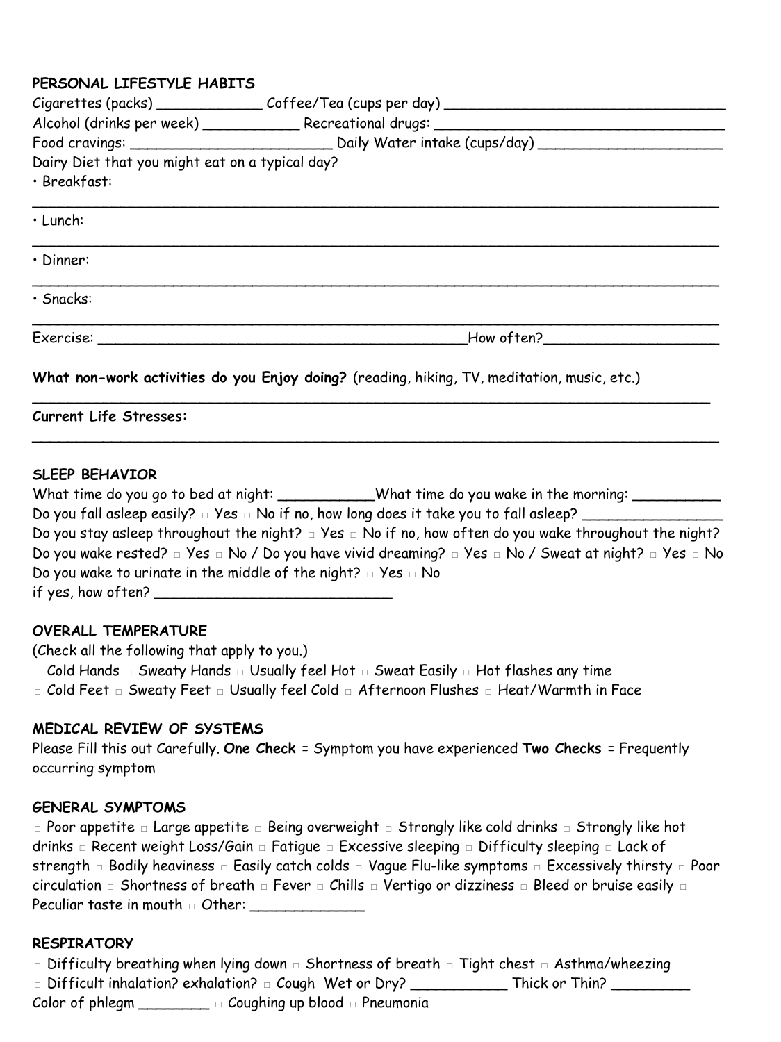**PERSONAL LIFESTYLE HABITS**

Cigarettes (packs) ____________ Coffee/Tea (cups per day) ________________________________

Alcohol (drinks per week) ___________ Recreational drugs: __________________________________

Food cravings: _______________________ Daily Water intake (cups/day) _____________________

Dairy Diet that you might eat on a typical day?

• Breakfast:

___________________________________________________________________________

• Lunch:

___________________________________________________________________________

• Dinner:

___________________________________________________________________________

• Snacks:

___________________________________________________________________________

Exercise: ___________________________________________How often?___________________

**What non-work activities do you Enjoy doing?** (reading, hiking, TV, meditation, music, etc.)

___________________________________________________________________________

**Current Life Stresses:**

___________________________________________________________________________

**SLEEP BEHAVIOR**

What time do you go to bed at night: ___________What time do you wake in the morning: __________

Do you fall asleep easily? □ Yes □ No if no, how long does it take you to fall asleep? ________________

Do you stay asleep throughout the night? □ Yes □ No if no, how often do you wake throughout the night?

Do you wake rested? □ Yes □ No / Do you have vivid dreaming? □ Yes □ No / Sweat at night? □ Yes □ No

Do you wake to urinate in the middle of the night? □ Yes □ No

if yes, how often? ___________________________

**OVERALL TEMPERATURE**

(Check all the following that apply to you.)

□ Cold Hands □ Sweaty Hands □ Usually feel Hot □ Sweat Easily □ Hot flashes any time

□ Cold Feet □ Sweaty Feet □ Usually feel Cold □ Afternoon Flushes □ Heat/Warmth in Face

**MEDICAL REVIEW OF SYSTEMS**

Please Fill this out Carefully. **One Check** = Symptom you have experienced **Two Checks** = Frequently occurring symptom

**GENERAL SYMPTOMS**

□ Poor appetite □ Large appetite □ Being overweight □ Strongly like cold drinks □ Strongly like hot drinks □ Recent weight Loss/Gain □ Fatigue □ Excessive sleeping □ Difficulty sleeping □ Lack of strength □ Bodily heaviness □ Easily catch colds □ Vague Flu-like symptoms □ Excessively thirsty □ Poor circulation □ Shortness of breath □ Fever □ Chills □ Vertigo or dizziness □ Bleed or bruise easily □ Peculiar taste in mouth □ Other: _____________

**RESPIRATORY**

□ Difficulty breathing when lying down □ Shortness of breath □ Tight chest □ Asthma/wheezing

□ Difficult inhalation? exhalation? □ Cough Wet or Dry? ___________ Thick or Thin? _________

Color of phlegm ________ □ Coughing up blood □ Pneumonia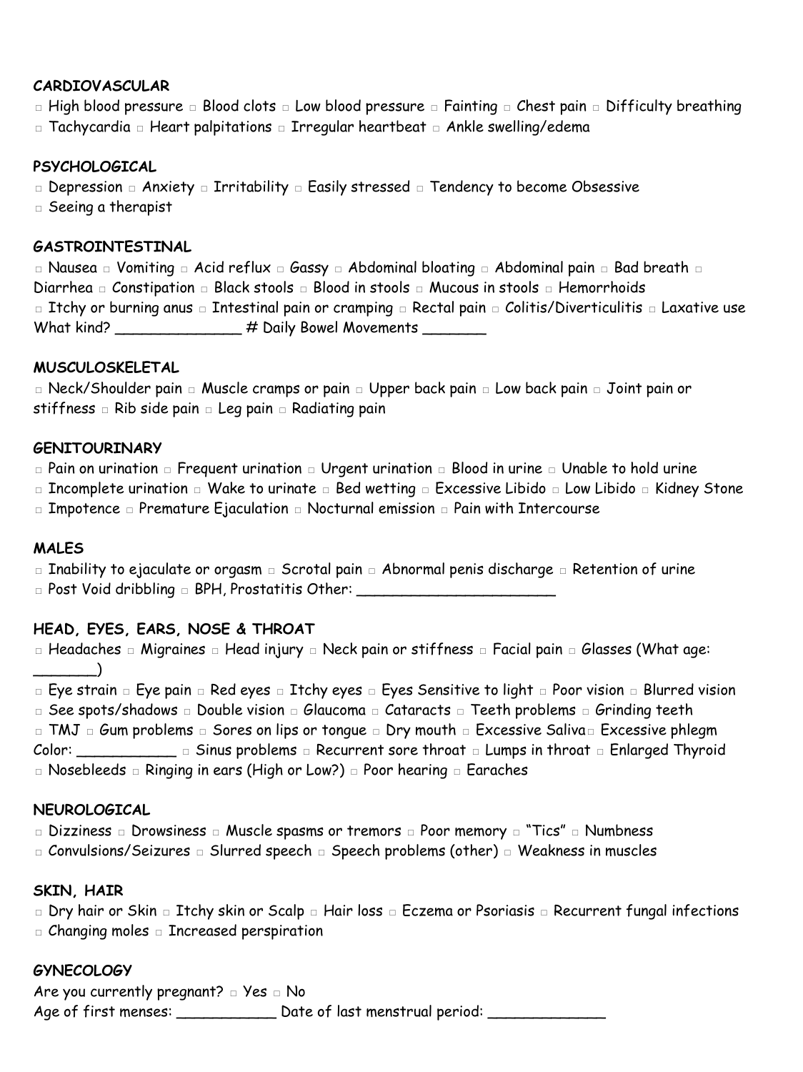**CARDIOVASCULAR**

□ High blood pressure □ Blood clots □ Low blood pressure □ Fainting □ Chest pain □ Difficulty breathing
□ Tachycardia □ Heart palpitations □ Irregular heartbeat □ Ankle swelling/edema

**PSYCHOLOGICAL**

□ Depression □ Anxiety □ Irritability □ Easily stressed □ Tendency to become Obsessive
□ Seeing a therapist

**GASTROINTESTINAL**

□ Nausea □ Vomiting □ Acid reflux □ Gassy □ Abdominal bloating □ Abdominal pain □ Bad breath □ Diarrhea □ Constipation □ Black stools □ Blood in stools □ Mucous in stools □ Hemorrhoids
□ Itchy or burning anus □ Intestinal pain or cramping □ Rectal pain □ Colitis/Diverticulitis □ Laxative use
What kind? ______________ # Daily Bowel Movements _______

**MUSCULOSKELETAL**

□ Neck/Shoulder pain □ Muscle cramps or pain □ Upper back pain □ Low back pain □ Joint pain or stiffness □ Rib side pain □ Leg pain □ Radiating pain

**GENITOURINARY**

□ Pain on urination □ Frequent urination □ Urgent urination □ Blood in urine □ Unable to hold urine
□ Incomplete urination □ Wake to urinate □ Bed wetting □ Excessive Libido □ Low Libido □ Kidney Stone
□ Impotence □ Premature Ejaculation □ Nocturnal emission □ Pain with Intercourse

**MALES**

□ Inability to ejaculate or orgasm □ Scrotal pain □ Abnormal penis discharge □ Retention of urine
□ Post Void dribbling □ BPH, Prostatitis Other: ______________________

**HEAD, EYES, EARS, NOSE & THROAT**

□ Headaches □ Migraines □ Head injury □ Neck pain or stiffness □ Facial pain □ Glasses (What age: _______)
□ Eye strain □ Eye pain □ Red eyes □ Itchy eyes □ Eyes Sensitive to light □ Poor vision □ Blurred vision
□ See spots/shadows □ Double vision □ Glaucoma □ Cataracts □ Teeth problems □ Grinding teeth
□ TMJ □ Gum problems □ Sores on lips or tongue □ Dry mouth □ Excessive Saliva □ Excessive phlegm
Color: ___________ □ Sinus problems □ Recurrent sore throat □ Lumps in throat □ Enlarged Thyroid
□ Nosebleeds □ Ringing in ears (High or Low?) □ Poor hearing □ Earaches

**NEUROLOGICAL**

□ Dizziness □ Drowsiness □ Muscle spasms or tremors □ Poor memory □ "Tics" □ Numbness
□ Convulsions/Seizures □ Slurred speech □ Speech problems (other) □ Weakness in muscles

**SKIN, HAIR**

□ Dry hair or Skin □ Itchy skin or Scalp □ Hair loss □ Eczema or Psoriasis □ Recurrent fungal infections
□ Changing moles □ Increased perspiration

**GYNECOLOGY**

Are you currently pregnant? □ Yes □ No
Age of first menses: ___________ Date of last menstrual period: _____________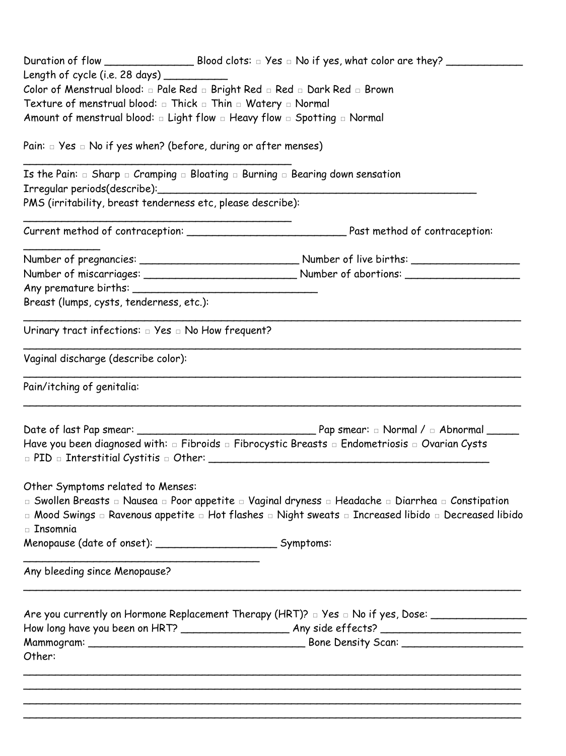Duration of flow ______________ Blood clots: □ Yes □ No if yes, what color are they? ____________
Length of cycle (i.e. 28 days) __________
Color of Menstrual blood: □ Pale Red □ Bright Red □ Red □ Dark Red □ Brown
Texture of menstrual blood: □ Thick □ Thin □ Watery □ Normal
Amount of menstrual blood: □ Light flow □ Heavy flow □ Spotting □ Normal

Pain: □ Yes □ No if yes when? (before, during or after menses)
_____________________________________________
Is the Pain: □ Sharp □ Cramping □ Bloating □ Burning □ Bearing down sensation
Irregular periods(describe):_______________________________________________________
PMS (irritability, breast tenderness etc, please describe):
_____________________________________________
Current method of contraception: _________________________ Past method of contraception:
____________
Number of pregnancies: _________________________ Number of live births: _________________
Number of miscarriages: ________________________ Number of abortions: __________________
Any premature births: ______________________________
Breast (lumps, cysts, tenderness, etc.):
_________________________________________________________________________________
Urinary tract infections: □ Yes □ No How frequent?
_________________________________________________________________________________
Vaginal discharge (describe color):
_________________________________________________________________________________
Pain/itching of genitalia:
_________________________________________________________________________________

Date of last Pap smear: _____________________________ Pap smear: □ Normal / □ Abnormal _____
Have you been diagnosed with: □ Fibroids □ Fibrocystic Breasts □ Endometriosis □ Ovarian Cysts
□ PID □ Interstitial Cystitis □ Other: _____________________________________________

Other Symptoms related to Menses:
□ Swollen Breasts □ Nausea □ Poor appetite □ Vaginal dryness □ Headache □ Diarrhea □ Constipation
□ Mood Swings □ Ravenous appetite □ Hot flashes □ Night sweats □ Increased libido □ Decreased libido
□ Insomnia
Menopause (date of onset): ___________________ Symptoms:
_______________________________________
Any bleeding since Menopause?
_________________________________________________________________________________

Are you currently on Hormone Replacement Therapy (HRT)? □ Yes □ No if yes, Dose: _______________
How long have you been on HRT? _________________ Any side effects? _______________________
Mammogram: ___________________________________ Bone Density Scan: ___________________
Other:
_________________________________________________________________________________
_________________________________________________________________________________
_________________________________________________________________________________
_________________________________________________________________________________